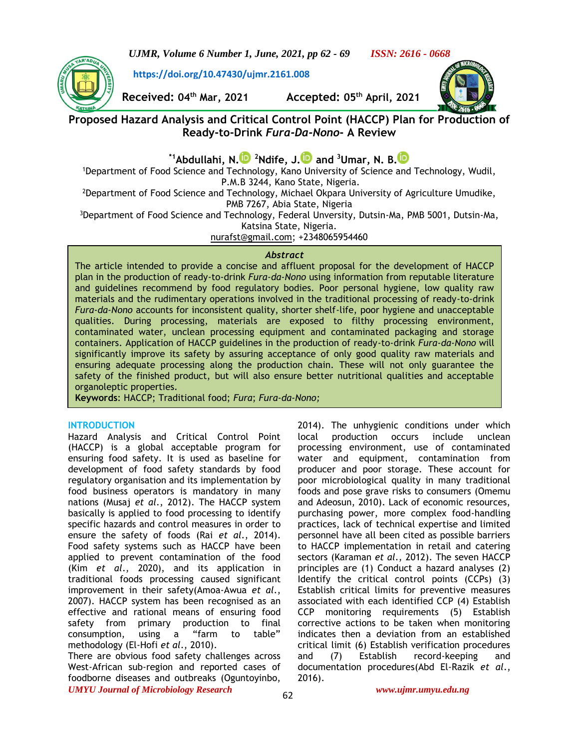https://doi.org/10.47430/ujmr.2161.008

Received: 04th Mar, 2021 Accepted: 05th April, 2021

# Proposed Hazard Analysis and Critical Control Point (HACCP) Plan for Production of Ready-to-Drink *Fura-Da-Nono*- A Review

**\*1Abdullahi, N.** **2Ndife, J.** and **3Umar, N. B.**

[1]Department of Food Science and Technology, Kano University of Science and Technology, Wudil, P.M.B 3244, Kano State, Nigeria.

[2]Department of Food Science and Technology, Michael Okpara University of Agriculture Umudike, PMB 7267, Abia State, Nigeria

[3]Department of Food Science and Technology, Federal Unversity, Dutsin-Ma, PMB 5001, Dutsin-Ma, Katsina State, Nigeria.

nurafst@gmail.com; +2348065954460

## Abstract

The article intended to provide a concise and affluent proposal for the development of HACCP plan in the production of ready-to-drink *Fura-da-Nono* using information from reputable literature and guidelines recommend by food regulatory bodies. Poor personal hygiene, low quality raw materials and the rudimentary operations involved in the traditional processing of ready-to-drink *Fura-da-Nono* accounts for inconsistent quality, shorter shelf-life, poor hygiene and unacceptable qualities. During processing, materials are exposed to filthy processing environment, contaminated water, unclean processing equipment and contaminated packaging and storage containers. Application of HACCP guidelines in the production of ready-to-drink *Fura-da-Nono* will significantly improve its safety by assuring acceptance of only good quality raw materials and ensuring adequate processing along the production chain. These will not only guarantee the safety of the finished product, but will also ensure better nutritional qualities and acceptable organoleptic properties.

**Keywords**: HACCP; Traditional food; *Fura*; *Fura-da-Nono;*

## INTRODUCTION

Hazard Analysis and Critical Control Point (HACCP) is a global acceptable program for ensuring food safety. It is used as baseline for development of food safety standards by food regulatory organisation and its implementation by food business operators is mandatory in many nations (Musaj *et al.*, 2012). The HACCP system basically is applied to food processing to identify specific hazards and control measures in order to ensure the safety of foods (Rai *et al.*, 2014). Food safety systems such as HACCP have been applied to prevent contamination of the food (Kim *et al.*, 2020), and its application in traditional foods processing caused significant improvement in their safety(Amoa-Awua *et al.*, 2007). HACCP system has been recognised as an effective and rational means of ensuring food safety from primary production to final consumption, using a "farm to table" methodology (El-Hofi *et al.*, 2010).

There are obvious food safety challenges across West-African sub-region and reported cases of foodborne diseases and outbreaks (Oguntoyinbo, 2014). The unhygienic conditions under which local production occurs include unclean processing environment, use of contaminated water and equipment, contamination from producer and poor storage. These account for poor microbiological quality in many traditional foods and pose grave risks to consumers (Omemu and Adeosun, 2010). Lack of economic resources, purchasing power, more complex food-handling practices, lack of technical expertise and limited personnel have all been cited as possible barriers to HACCP implementation in retail and catering sectors (Karaman *et al.*, 2012). The seven HACCP principles are (1) Conduct a hazard analyses (2) Identify the critical control points (CCPs) (3) Establish critical limits for preventive measures associated with each identified CCP (4) Establish CCP monitoring requirements (5) Establish corrective actions to be taken when monitoring indicates then a deviation from an established critical limit (6) Establish verification procedures and (7) Establish record-keeping and documentation procedures(Abd El-Razik *et al.*, 2016).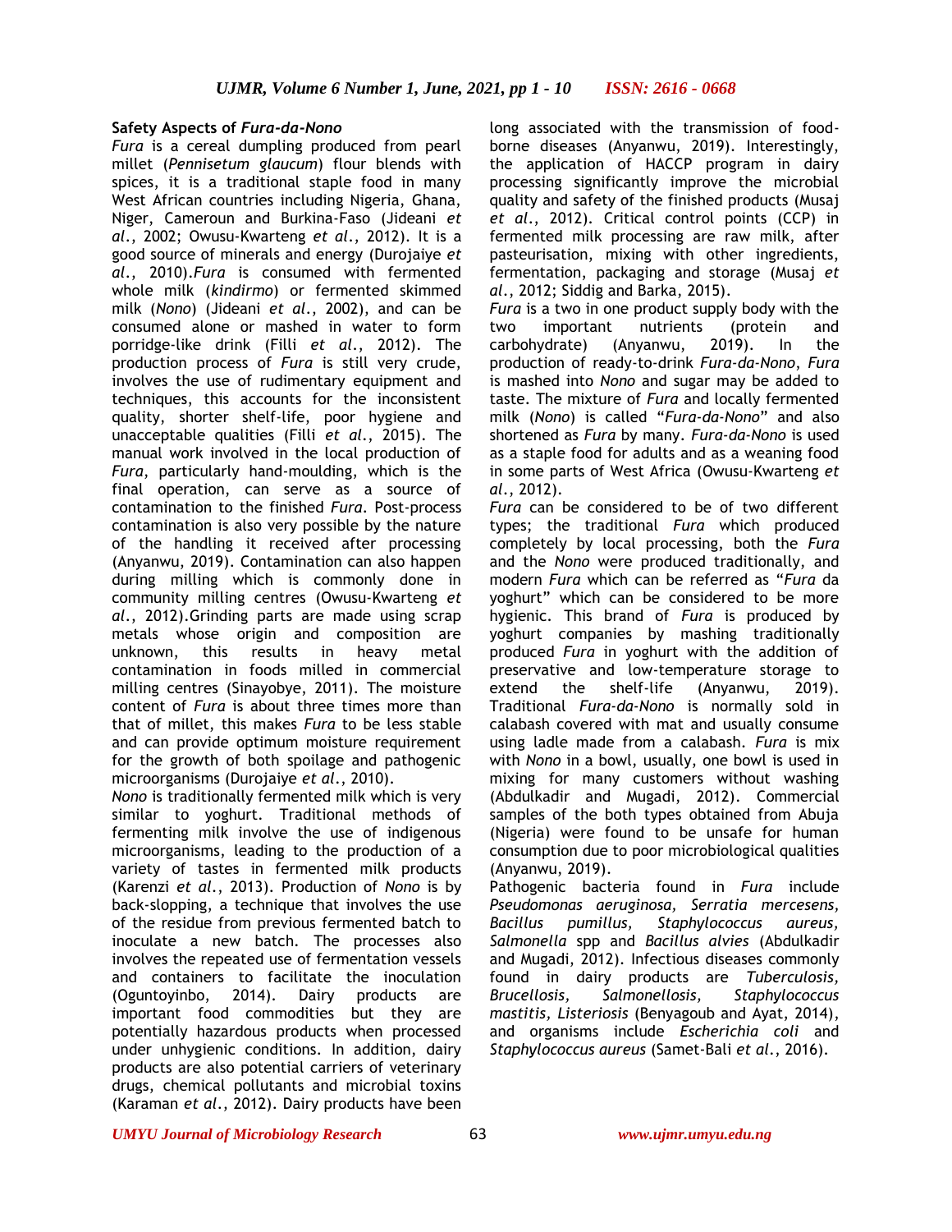**Safety Aspects of *Fura-da-Nono***

*Fura* is a cereal dumpling produced from pearl millet (*Pennisetum glaucum*) flour blends with spices, it is a traditional staple food in many West African countries including Nigeria, Ghana, Niger, Cameroun and Burkina-Faso (Jideani *et al*., 2002; Owusu-Kwarteng *et al*., 2012). It is a good source of minerals and energy (Durojaiye *et al*., 2010).*Fura* is consumed with fermented whole milk (*kindirmo*) or fermented skimmed milk (*Nono*) (Jideani *et al*., 2002), and can be consumed alone or mashed in water to form porridge-like drink (Filli *et al*., 2012). The production process of *Fura* is still very crude, involves the use of rudimentary equipment and techniques, this accounts for the inconsistent quality, shorter shelf-life, poor hygiene and unacceptable qualities (Filli *et al*., 2015). The manual work involved in the local production of *Fura*, particularly hand-moulding, which is the final operation, can serve as a source of contamination to the finished *Fura*. Post-process contamination is also very possible by the nature of the handling it received after processing (Anyanwu, 2019). Contamination can also happen during milling which is commonly done in community milling centres (Owusu-Kwarteng *et al*., 2012).Grinding parts are made using scrap metals whose origin and composition are unknown, this results in heavy metal contamination in foods milled in commercial milling centres (Sinayobye, 2011). The moisture content of *Fura* is about three times more than that of millet, this makes *Fura* to be less stable and can provide optimum moisture requirement for the growth of both spoilage and pathogenic microorganisms (Durojaiye *et al*., 2010).

*Nono* is traditionally fermented milk which is very similar to yoghurt. Traditional methods of fermenting milk involve the use of indigenous microorganisms, leading to the production of a variety of tastes in fermented milk products (Karenzi *et al*., 2013). Production of *Nono* is by back-slopping, a technique that involves the use of the residue from previous fermented batch to inoculate a new batch. The processes also involves the repeated use of fermentation vessels and containers to facilitate the inoculation (Oguntoyinbo, 2014). Dairy products are important food commodities but they are potentially hazardous products when processed under unhygienic conditions. In addition, dairy products are also potential carriers of veterinary drugs, chemical pollutants and microbial toxins (Karaman *et al*., 2012). Dairy products have been long associated with the transmission of food-borne diseases (Anyanwu, 2019). Interestingly, the application of HACCP program in dairy processing significantly improve the microbial quality and safety of the finished products (Musaj *et al*., 2012). Critical control points (CCP) in fermented milk processing are raw milk, after pasteurisation, mixing with other ingredients, fermentation, packaging and storage (Musaj *et al*., 2012; Siddig and Barka, 2015).

*Fura* is a two in one product supply body with the two important nutrients (protein and carbohydrate) (Anyanwu, 2019). In the production of ready-to-drink *Fura-da-Nono*, *Fura* is mashed into *Nono* and sugar may be added to taste. The mixture of *Fura* and locally fermented milk (*Nono*) is called "*Fura-da-Nono*" and also shortened as *Fura* by many. *Fura-da-Nono* is used as a staple food for adults and as a weaning food in some parts of West Africa (Owusu-Kwarteng *et al*., 2012).

*Fura* can be considered to be of two different types; the traditional *Fura* which produced completely by local processing, both the *Fura* and the *Nono* were produced traditionally, and modern *Fura* which can be referred as "*Fura* da yoghurt" which can be considered to be more hygienic. This brand of *Fura* is produced by yoghurt companies by mashing traditionally produced *Fura* in yoghurt with the addition of preservative and low-temperature storage to extend the shelf-life (Anyanwu, 2019). Traditional *Fura-da-Nono* is normally sold in calabash covered with mat and usually consume using ladle made from a calabash. *Fura* is mix with *Nono* in a bowl, usually, one bowl is used in mixing for many customers without washing (Abdulkadir and Mugadi, 2012). Commercial samples of the both types obtained from Abuja (Nigeria) were found to be unsafe for human consumption due to poor microbiological qualities (Anyanwu, 2019).

Pathogenic bacteria found in *Fura* include *Pseudomonas aeruginosa, Serratia mercesens, Bacillus pumillus, Staphylococcus aureus, Salmonella* spp and *Bacillus alvies* (Abdulkadir and Mugadi, 2012). Infectious diseases commonly found in dairy products are *Tuberculosis, Brucellosis, Salmonellosis, Staphylococcus mastitis, Listeriosis* (Benyagoub and Ayat, 2014), and organisms include *Escherichia coli* and *Staphylococcus aureus* (Samet-Bali *et al*., 2016).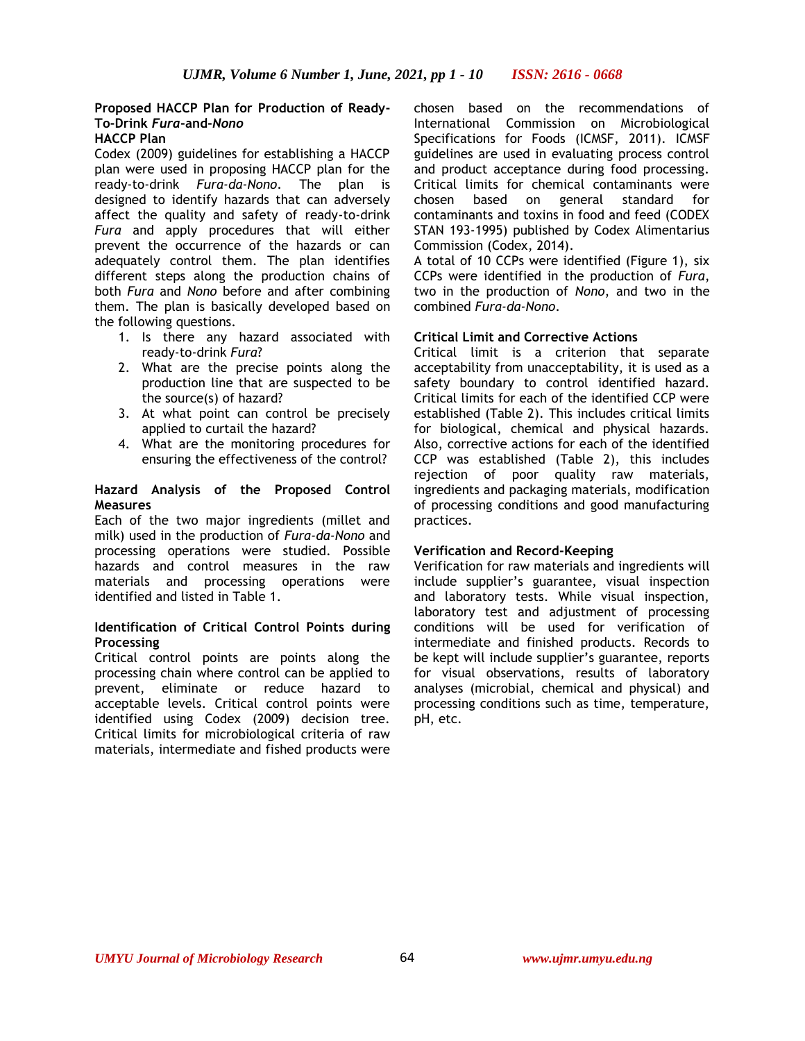## Proposed HACCP Plan for Production of Ready-To-Drink *Fura*-and-*Nono*

### HACCP Plan

Codex (2009) guidelines for establishing a HACCP plan were used in proposing HACCP plan for the ready-to-drink *Fura-da-Nono*. The plan is designed to identify hazards that can adversely affect the quality and safety of ready-to-drink *Fura* and apply procedures that will either prevent the occurrence of the hazards or can adequately control them. The plan identifies different steps along the production chains of both *Fura* and *Nono* before and after combining them. The plan is basically developed based on the following questions.

1. Is there any hazard associated with ready-to-drink *Fura*?
2. What are the precise points along the production line that are suspected to be the source(s) of hazard?
3. At what point can control be precisely applied to curtail the hazard?
4. What are the monitoring procedures for ensuring the effectiveness of the control?

### Hazard Analysis of the Proposed Control Measures

Each of the two major ingredients (millet and milk) used in the production of *Fura-da-Nono* and processing operations were studied. Possible hazards and control measures in the raw materials and processing operations were identified and listed in Table 1.

### Identification of Critical Control Points during Processing

Critical control points are points along the processing chain where control can be applied to prevent, eliminate or reduce hazard to acceptable levels. Critical control points were identified using Codex (2009) decision tree. Critical limits for microbiological criteria of raw materials, intermediate and fished products were chosen based on the recommendations of International Commission on Microbiological Specifications for Foods (ICMSF, 2011). ICMSF guidelines are used in evaluating process control and product acceptance during food processing. Critical limits for chemical contaminants were chosen based on general standard for contaminants and toxins in food and feed (CODEX STAN 193-1995) published by Codex Alimentarius Commission (Codex, 2014).

A total of 10 CCPs were identified (Figure 1), six CCPs were identified in the production of *Fura*, two in the production of *Nono*, and two in the combined *Fura-da-Nono*.

### Critical Limit and Corrective Actions

Critical limit is a criterion that separate acceptability from unacceptability, it is used as a safety boundary to control identified hazard. Critical limits for each of the identified CCP were established (Table 2). This includes critical limits for biological, chemical and physical hazards. Also, corrective actions for each of the identified CCP was established (Table 2), this includes rejection of poor quality raw materials, ingredients and packaging materials, modification of processing conditions and good manufacturing practices.

### Verification and Record-Keeping

Verification for raw materials and ingredients will include supplier's guarantee, visual inspection and laboratory tests. While visual inspection, laboratory test and adjustment of processing conditions will be used for verification of intermediate and finished products. Records to be kept will include supplier's guarantee, reports for visual observations, results of laboratory analyses (microbial, chemical and physical) and processing conditions such as time, temperature, pH, etc.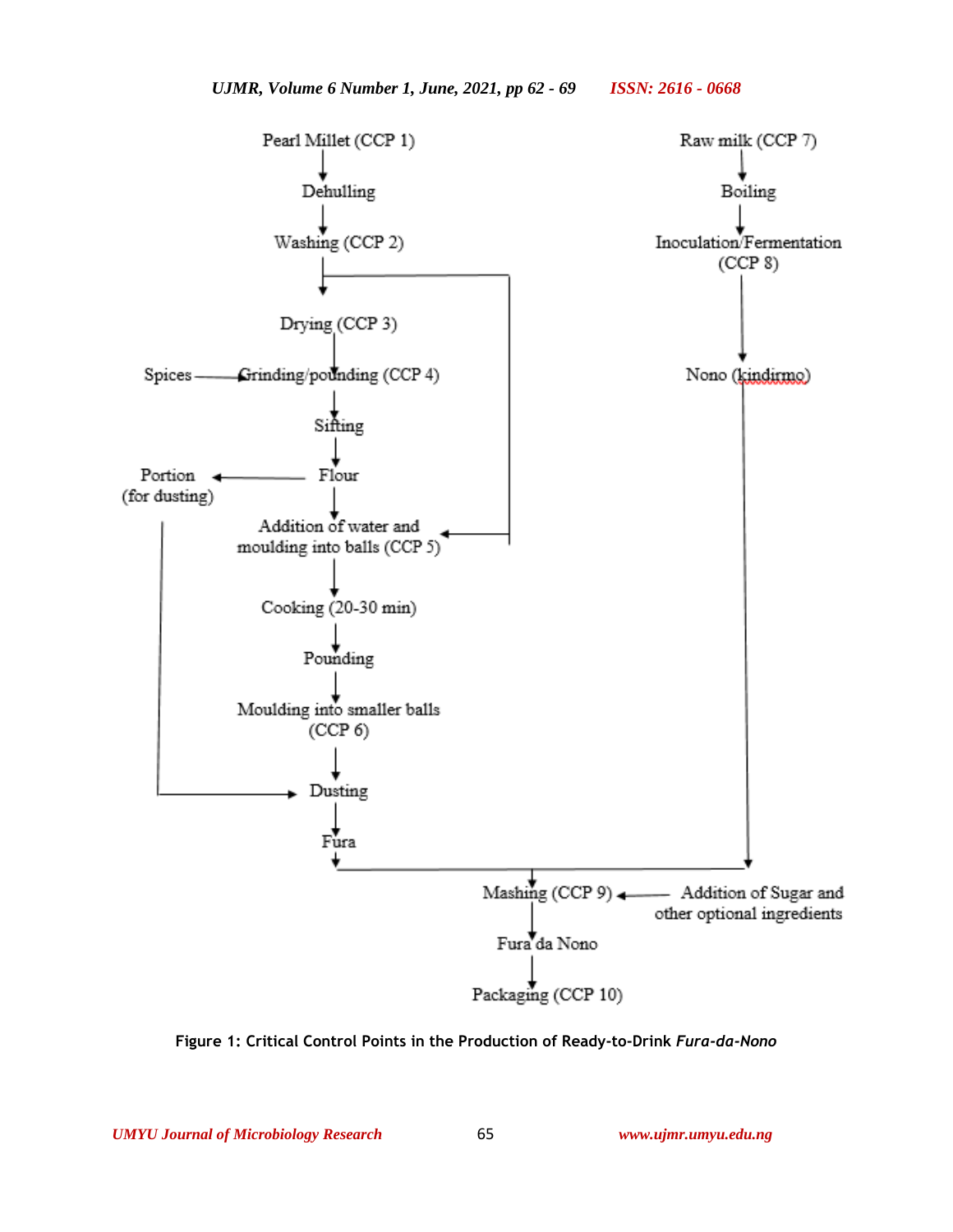Pearl Millet (CCP 1)

Dehulling

Washing (CCP 2)

Drying (CCP 3)

Spices

Grinding/pounding (CCP 4)

Sifting

Flour

Portion (for dusting)

Addition of water and moulding into balls (CCP 5)

Cooking (20-30 min)

Pounding

Moulding into smaller balls (CCP 6)

Dusting

Fura

Raw milk (CCP 7)

Boiling

Inoculation/Fermentation (CCP 8)

Nono (kindirmo)

Mashing (CCP 9)

Addition of Sugar and other optional ingredients

Fura da Nono

Packaging (CCP 10)

**Figure 1: Critical Control Points in the Production of Ready-to-Drink *Fura-da-Nono***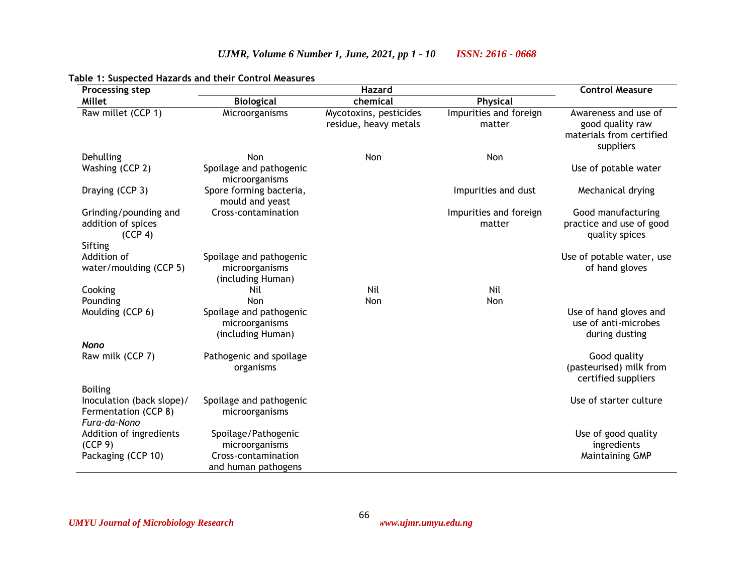**Table 1: Suspected Hazards and their Control Measures**

| Processing step | Hazard | | | Control Measure |
|---|---|---|---|---|
| **Millet** | **Biological** | **chemical** | **Physical** | |
| Raw millet (CCP 1) | Microorganisms | Mycotoxins, pesticides residue, heavy metals | Impurities and foreign matter | Awareness and use of good quality raw materials from certified suppliers |
| Dehulling | Non | Non | Non | |
| Washing (CCP 2) | Spoilage and pathogenic microorganisms | | | Use of potable water |
| Draying (CCP 3) | Spore forming bacteria, mould and yeast | | Impurities and dust | Mechanical drying |
| Grinding/pounding and addition of spices (CCP 4) | Cross-contamination | | Impurities and foreign matter | Good manufacturing practice and use of good quality spices |
| Sifting | | | | |
| Addition of water/moulding (CCP 5) | Spoilage and pathogenic microorganisms (including Human) | | | Use of potable water, use of hand gloves |
| Cooking | Nil | Nil | Nil | |
| Pounding | Non | Non | Non | |
| Moulding (CCP 6) | Spoilage and pathogenic microorganisms (including Human) | | | Use of hand gloves and use of anti-microbes during dusting |
| ***Nono*** | | | | |
| Raw milk (CCP 7) | Pathogenic and spoilage organisms | | | Good quality (pasteurised) milk from certified suppliers |
| Boiling | | | | |
| Inoculation (back slope)/ Fermentation (CCP 8) | Spoilage and pathogenic microorganisms | | | Use of starter culture |
| *Fura-da-Nono* | | | | |
| Addition of ingredients (CCP 9) | Spoilage/Pathogenic microorganisms | | | Use of good quality ingredients |
| Packaging (CCP 10) | Cross-contamination and human pathogens | | | Maintaining GMP |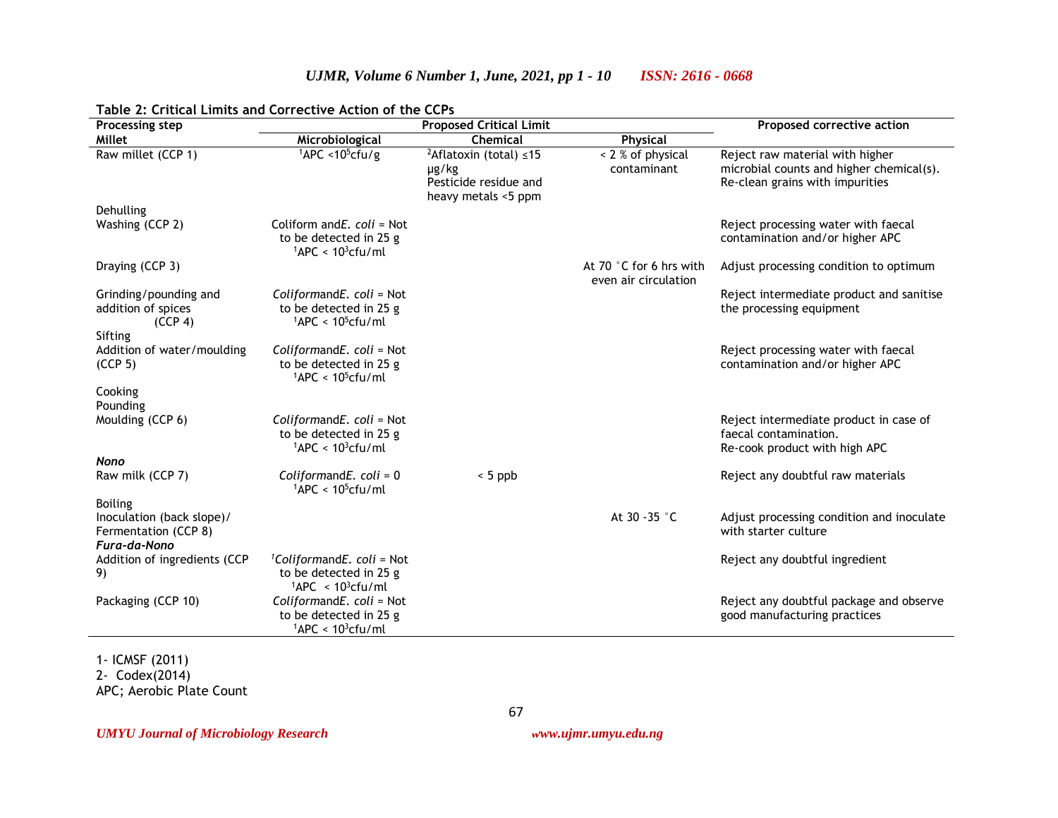**Table 2: Critical Limits and Corrective Action of the CCPs**

| Processing step | Proposed Critical Limit | | | Proposed corrective action |
|---|---|---|---|---|
| **Millet** | **Microbiological** | **Chemical** | **Physical** | |
| Raw millet (CCP 1) | [1]APC <$10^5$cfu/g | [2]Aflatoxin (total) ≤15 µg/kg Pesticide residue and heavy metals <5 ppm | < 2 % of physical contaminant | Reject raw material with higher microbial counts and higher chemical(s). Re-clean grains with impurities |
| Dehulling | | | | |
| Washing (CCP 2) | Coliform and *E. coli* = Not to be detected in 25 g [1]APC < $10^3$cfu/ml | | | Reject processing water with faecal contamination and/or higher APC |
| Draying (CCP 3) | | | At 70 °C for 6 hrs with even air circulation | Adjust processing condition to optimum |
| Grinding/pounding and addition of spices (CCP 4) | *Coliform*and*E. coli* = Not to be detected in 25 g [1]APC < $10^5$cfu/ml | | | Reject intermediate product and sanitise the processing equipment |
| Sifting | | | | |
| Addition of water/moulding (CCP 5) | *Coliform*and*E. coli* = Not to be detected in 25 g [1]APC < $10^5$cfu/ml | | | Reject processing water with faecal contamination and/or higher APC |
| Cooking | | | | |
| Pounding | | | | |
| Moulding (CCP 6) | *Coliform*and*E. coli* = Not to be detected in 25 g [1]APC < $10^3$cfu/ml | | | Reject intermediate product in case of faecal contamination. Re-cook product with high APC |
| ***Nono*** | | | | |
| Raw milk (CCP 7) | *Coliform*and*E. coli* = 0 [1]APC < $10^5$cfu/ml | < 5 ppb | | Reject any doubtful raw materials |
| Boiling | | | | |
| Inoculation (back slope)/ Fermentation (CCP 8) | | | At 30 -35 °C | Adjust processing condition and inoculate with starter culture |
| ***Fura-da-Nono*** | | | | |
| Addition of ingredients (CCP 9) | [1]*Coliform*and*E. coli* = Not to be detected in 25 g [1]APC < $10^3$cfu/ml | | | Reject any doubtful ingredient |
| Packaging (CCP 10) | *Coliform*and*E. coli* = Not to be detected in 25 g [1]APC < $10^3$cfu/ml | | | Reject any doubtful package and observe good manufacturing practices |

1- ICMSF (2011)
2- Codex(2014)
APC; Aerobic Plate Count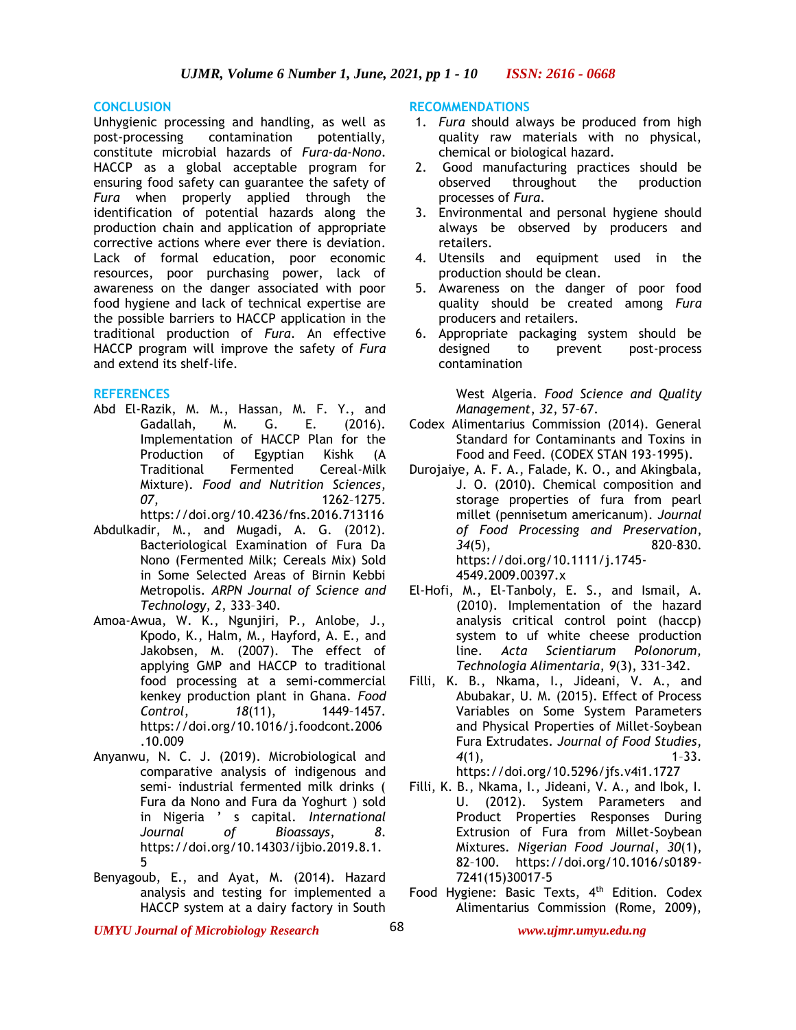## CONCLUSION

Unhygienic processing and handling, as well as post-processing contamination potentially, constitute microbial hazards of *Fura-da-Nono*. HACCP as a global acceptable program for ensuring food safety can guarantee the safety of *Fura* when properly applied through the identification of potential hazards along the production chain and application of appropriate corrective actions where ever there is deviation. Lack of formal education, poor economic resources, poor purchasing power, lack of awareness on the danger associated with poor food hygiene and lack of technical expertise are the possible barriers to HACCP application in the traditional production of *Fura*. An effective HACCP program will improve the safety of *Fura* and extend its shelf-life.

## RECOMMENDATIONS

1. *Fura* should always be produced from high quality raw materials with no physical, chemical or biological hazard.
2. Good manufacturing practices should be observed throughout the production processes of *Fura*.
3. Environmental and personal hygiene should always be observed by producers and retailers.
4. Utensils and equipment used in the production should be clean.
5. Awareness on the danger of poor food quality should be created among *Fura* producers and retailers.
6. Appropriate packaging system should be designed to prevent post-process contamination

## REFERENCES

Abd El-Razik, M. M., Hassan, M. F. Y., and Gadallah, M. G. E. (2016). Implementation of HACCP Plan for the Production of Egyptian Kishk (A Traditional Fermented Cereal-Milk Mixture). *Food and Nutrition Sciences*, *07*, 1262–1275. https://doi.org/10.4236/fns.2016.713116

Abdulkadir, M., and Mugadi, A. G. (2012). Bacteriological Examination of Fura Da Nono (Fermented Milk; Cereals Mix) Sold in Some Selected Areas of Birnin Kebbi Metropolis. *ARPN Journal of Science and Technology*, *2*, 333–340.

Amoa-Awua, W. K., Ngunjiri, P., Anlobe, J., Kpodo, K., Halm, M., Hayford, A. E., and Jakobsen, M. (2007). The effect of applying GMP and HACCP to traditional food processing at a semi-commercial kenkey production plant in Ghana. *Food Control*, *18*(11), 1449–1457. https://doi.org/10.1016/j.foodcont.2006.10.009

Anyanwu, N. C. J. (2019). Microbiological and comparative analysis of indigenous and semi- industrial fermented milk drinks ( Fura da Nono and Fura da Yoghurt ) sold in Nigeria ' s capital. *International Journal of Bioassays*, *8*. https://doi.org/10.14303/ijbio.2019.8.1.5

Benyagoub, E., and Ayat, M. (2014). Hazard analysis and testing for implemented a HACCP system at a dairy factory in South West Algeria. *Food Science and Quality Management*, *32*, 57–67.

Codex Alimentarius Commission (2014). General Standard for Contaminants and Toxins in Food and Feed. (CODEX STAN 193-1995).

Durojaiye, A. F. A., Falade, K. O., and Akingbala, J. O. (2010). Chemical composition and storage properties of fura from pearl millet (pennisetum americanum). *Journal of Food Processing and Preservation*, *34*(5), 820–830. https://doi.org/10.1111/j.1745-4549.2009.00397.x

El-Hofi, M., El-Tanboly, E. S., and Ismail, A. (2010). Implementation of the hazard analysis critical control point (haccp) system to uf white cheese production line. *Acta Scientiarum Polonorum, Technologia Alimentaria*, *9*(3), 331–342.

Filli, K. B., Nkama, I., Jideani, V. A., and Abubakar, U. M. (2015). Effect of Process Variables on Some System Parameters and Physical Properties of Millet-Soybean Fura Extrudates. *Journal of Food Studies*, *4*(1), 1–33. https://doi.org/10.5296/jfs.v4i1.1727

Filli, K. B., Nkama, I., Jideani, V. A., and Ibok, I. U. (2012). System Parameters and Product Properties Responses During Extrusion of Fura from Millet-Soybean Mixtures. *Nigerian Food Journal*, *30*(1), 82–100. https://doi.org/10.1016/s0189-7241(15)30017-5

Food Hygiene: Basic Texts, 4th Edition. Codex Alimentarius Commission (Rome, 2009),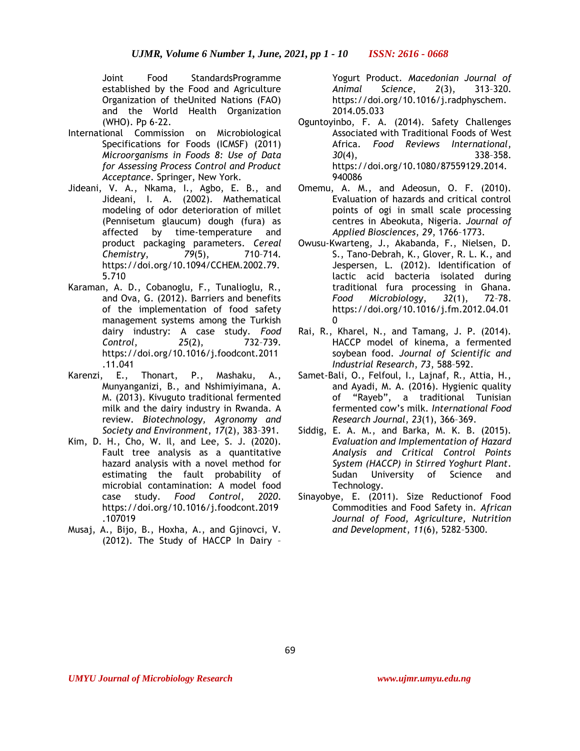Joint Food StandardsProgramme established by the Food and Agriculture Organization of theUnited Nations (FAO) and the World Health Organization (WHO). Pp 6-22.

International Commission on Microbiological Specifications for Foods (ICMSF) (2011) *Microorganisms in Foods 8: Use of Data for Assessing Process Control and Product Acceptance*. Springer, New York.

Jideani, V. A., Nkama, I., Agbo, E. B., and Jideani, I. A. (2002). Mathematical modeling of odor deterioration of millet (Pennisetum glaucum) dough (fura) as affected by time-temperature and product packaging parameters. *Cereal Chemistry*, *79*(5), 710–714. https://doi.org/10.1094/CCHEM.2002.79.5.710

Karaman, A. D., Cobanoglu, F., Tunalioglu, R., and Ova, G. (2012). Barriers and benefits of the implementation of food safety management systems among the Turkish dairy industry: A case study. *Food Control*, *25*(2), 732–739. https://doi.org/10.1016/j.foodcont.2011.11.041

Karenzi, E., Thonart, P., Mashaku, A., Munyanganizi, B., and Nshimiyimana, A. M. (2013). Kivuguto traditional fermented milk and the dairy industry in Rwanda. A review. *Biotechnology, Agronomy and Society and Environment*, *17*(2), 383–391.

Kim, D. H., Cho, W. Il, and Lee, S. J. (2020). Fault tree analysis as a quantitative hazard analysis with a novel method for estimating the fault probability of microbial contamination: A model food case study. *Food Control*, *2020*. https://doi.org/10.1016/j.foodcont.2019.107019

Musaj, A., Bijo, B., Hoxha, A., and Gjinovci, V. (2012). The Study of HACCP In Dairy – Yogurt Product. *Macedonian Journal of Animal Science*, *2*(3), 313–320. https://doi.org/10.1016/j.radphyschem.2014.05.033

Oguntoyinbo, F. A. (2014). Safety Challenges Associated with Traditional Foods of West Africa. *Food Reviews International*, *30*(4), 338–358. https://doi.org/10.1080/87559129.2014.940086

Omemu, A. M., and Adeosun, O. F. (2010). Evaluation of hazards and critical control points of ogi in small scale processing centres in Abeokuta, Nigeria. *Journal of Applied Biosciences*, *29*, 1766–1773.

Owusu-Kwarteng, J., Akabanda, F., Nielsen, D. S., Tano-Debrah, K., Glover, R. L. K., and Jespersen, L. (2012). Identification of lactic acid bacteria isolated during traditional fura processing in Ghana. *Food Microbiology*, *32*(1), 72–78. https://doi.org/10.1016/j.fm.2012.04.010

Rai, R., Kharel, N., and Tamang, J. P. (2014). HACCP model of kinema, a fermented soybean food. *Journal of Scientific and Industrial Research*, *73*, 588–592.

Samet-Bali, O., Felfoul, I., Lajnaf, R., Attia, H., and Ayadi, M. A. (2016). Hygienic quality of "Rayeb", a traditional Tunisian fermented cow's milk. *International Food Research Journal*, *23*(1), 366–369.

Siddig, E. A. M., and Barka, M. K. B. (2015). *Evaluation and Implementation of Hazard Analysis and Critical Control Points System (HACCP) in Stirred Yoghurt Plant*. Sudan University of Science and Technology.

Sinayobye, E. (2011). Size Reductionof Food Commodities and Food Safety in. *African Journal of Food, Agriculture, Nutrition and Development*, *11*(6), 5282–5300.